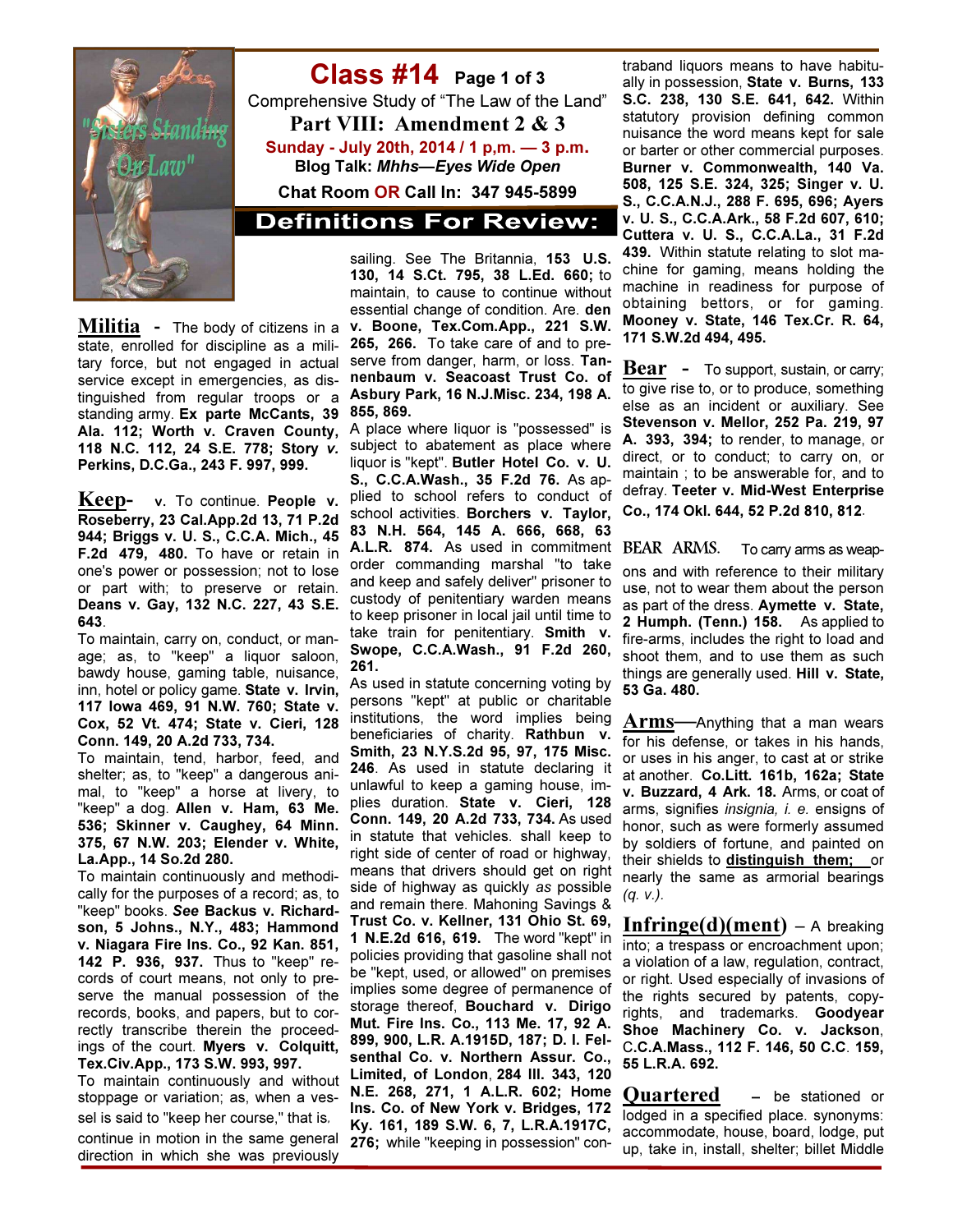# Class #14 Page 1 of 3

Comprehensive Study of "The Law of the Land"

## Part VIII: Amendment 2 & 3

Sunday - July 20th, 2014 / 1 p,m. — 3 p.m.

Blog Talk: *Mhhs—Eyes Wide Open*

Chat Room OR Call In: 347 945-5899

## Definitions For Review:

**Militia** - The body of citizens in a state, enrolled for discipline as a military force, but not engaged in actual service except in emergencies, as distinguished from regular troops or a standing army. **Ex parte McCants, 39 Ala. 112; Worth v. Craven County, 118 N.C. 112, 24 S.E. 778; Story *v.* Perkins, D.C.Ga., 243 F. 997, 999.**

**Keep-** v. To continue. **People v. Roseberry, 23 Cal.App.2d 13, 71 P.2d 944; Briggs v. U. S., C.C.A. Mich., 45 F.2d 479, 480.** To have or retain in one's power or possession; not to lose or part with; to preserve or retain. **Deans v. Gay, 132 N.C. 227, 43 S.E. 643**.

To maintain, carry on, conduct, or manage; as, to "keep" a liquor saloon, bawdy house, gaming table, nuisance, inn, hotel or policy game. **State v. Irvin, 117 Iowa 469, 91 N.W. 760; State v. Cox, 52 Vt. 474; State v. Cieri, 128 Conn. 149, 20 A.2d 733, 734.**

To maintain, tend, harbor, feed, and shelter; as, to "keep" a dangerous animal, to "keep" a horse at livery, to "keep" a dog. **Allen v. Ham, 63 Me. 536; Skinner v. Caughey, 64 Minn. 375, 67 N.W. 203; Elender v. White, La.App., 14 So.2d 280.**

To maintain continuously and methodically for the purposes of a record; as, to "keep" books. ***See* Backus v. Richardson, 5 Johns., N.Y., 483; Hammond v. Niagara Fire Ins. Co., 92 Kan. 851, 142 P. 936, 937.** Thus to "keep" records of court means, not only to preserve the manual possession of the records, books, and papers, but to correctly transcribe therein the proceedings of the court. **Myers v. Colquitt, Tex.Civ.App., 173 S.W. 993, 997.**

To maintain continuously and without stoppage or variation; as, when a vessel is said to "keep her course," that is, continue in motion in the same general direction in which she was previously sailing. See The Britannia, **153 U.S. 130, 14 S.Ct. 795, 38 L.Ed. 660;** to maintain, to cause to continue without essential change of condition. Are. **den v. Boone, Tex.Com.App., 221 S.W. 265, 266.** To take care of and to preserve from danger, harm, or loss. **Tannenbaum v. Seacoast Trust Co. of Asbury Park, 16 N.J.Misc. 234, 198 A. 855, 869.**

A place where liquor is "possessed" is subject to abatement as place where liquor is "kept". **Butler Hotel Co. v. U. S., C.C.A.Wash., 35 F.2d 76.** As applied to school refers to conduct of school activities. **Borchers v. Taylor, 83 N.H. 564, 145 A. 666, 668, 63 A.L.R. 874.** As used in commitment order commanding marshal "to take and keep and safely deliver" prisoner to custody of penitentiary warden means to keep prisoner in local jail until time to take train for penitentiary. **Smith v. Swope, C.C.A.Wash., 91 F.2d 260, 261.**

As used in statute concerning voting by persons "kept" at public or charitable institutions, the word implies being beneficiaries of charity. **Rathbun v. Smith, 23 N.Y.S.2d 95, 97, 175 Misc. 246**. As used in statute declaring it unlawful to keep a gaming house, implies duration. **State v. Cieri, 128 Conn. 149, 20 A.2d 733, 734.** As used in statute that vehicles. shall keep to right side of center of road or highway, means that drivers should get on right side of highway as quickly *as* possible and remain there. **Mahoning Savings & Trust Co. v. Kellner, 131 Ohio St. 69, 1 N.E.2d 616, 619.** The word "kept" in policies providing that gasoline shall not be "kept, used, or allowed" on premises implies some degree of permanence of storage thereof, **Bouchard v. Dirigo Mut. Fire Ins. Co., 113 Me. 17, 92 A. 899, 900, L.R. A.1915D, 187; D. I. Felsenthal Co. v. Northern Assur. Co., Limited, of London, 284 Ill. 343, 120 N.E. 268, 271, 1 A.L.R. 602; Home Ins. Co. of New York v. Bridges, 172 Ky. 161, 189 S.W. 6, 7, L.R.A.1917C, 276;** while "keeping in possession" contraband liquors means to have habitually in possession, **State v. Burns, 133 S.C. 238, 130 S.E. 641, 642.** Within statutory provision defining common nuisance the word means kept for sale or barter or other commercial purposes. **Burner v. Commonwealth, 140 Va. 508, 125 S.E. 324, 325; Singer v. U. S., C.C.A.N.J., 288 F. 695, 696; Ayers v. U. S., C.C.A.Ark., 58 F.2d 607, 610; Cuttera v. U. S., C.C.A.La., 31 F.2d 439.** Within statute relating to slot machine for gaming, means holding the machine in readiness for purpose of obtaining bettors, or for gaming. **Mooney v. State, 146 Tex.Cr. R. 64, 171 S.W.2d 494, 495.**

**Bear** - To support, sustain, or carry; to give rise to, or to produce, something else as an incident or auxiliary. See **Stevenson v. Mellor, 252 Pa. 219, 97 A. 393, 394;** to render, to manage, or direct, or to conduct; to carry on, or maintain ; to be answerable for, and to defray. **Teeter v. Mid-West Enterprise Co., 174 Okl. 644, 52 P.2d 810, 812**.

**BEAR ARMS.** To carry arms as weapons and with reference to their military use, not to wear them about the person as part of the dress. **Aymette v. State, 2 Humph. (Tenn.) 158.** As applied to fire-arms, includes the right to load and shoot them, and to use them as such things are generally used. **Hill v. State, 53 Ga. 480.**

**Arms**—Anything that a man wears for his defense, or takes in his hands, or uses in his anger, to cast at or strike at another. **Co.Litt. 161b, 162a; State v. Buzzard, 4 Ark. 18.** Arms, or coat of arms, signifies *insignia, i. e.* ensigns of honor, such as were formerly assumed by soldiers of fortune, and painted on their shields to **distinguish them;** or nearly the same as armorial bearings *(q. v.)*.

**Infringe(d)(ment)** – A breaking into; a trespass or encroachment upon; a violation of a law, regulation, contract, or right. Used especially of invasions of the rights secured by patents, copyrights, and trademarks. **Goodyear Shoe Machinery Co. v. Jackson, C.C.A.Mass., 112 F. 146, 50 C.C. 159, 55 L.R.A. 692.**

**Quartered** – be stationed or lodged in a specified place. synonyms: accommodate, house, board, lodge, put up, take in, install, shelter; billet Middle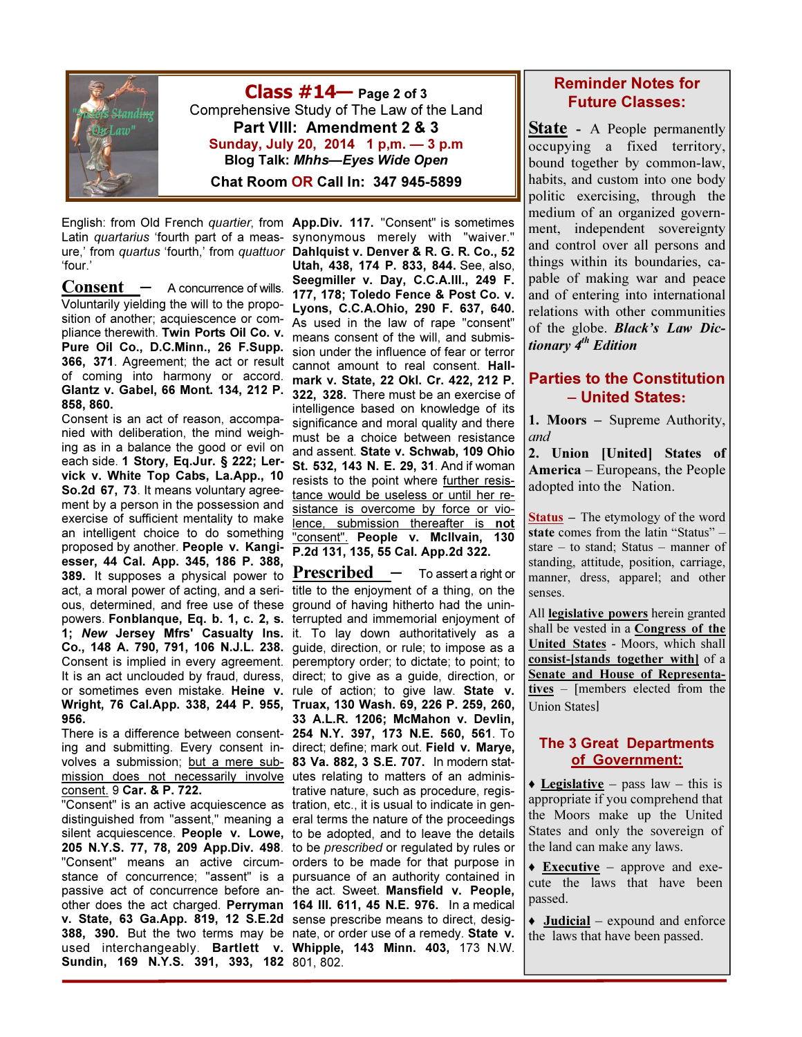# Class #14— Page 2 of 3

Comprehensive Study of The Law of the Land

**Part VIII: Amendment 2 & 3**

**Sunday, July 20, 2014 1 p,m. — 3 p.m**

**Blog Talk: *Mhhs—Eyes Wide Open***

**Chat Room OR Call In: 347 945-5899**

English: from Old French *quartier*, from Latin *quartarius* 'fourth part of a measure,' from *quartus* 'fourth,' from *quattuor* 'four.'

**Consent** – A concurrence of wills. Voluntarily yielding the will to the proposition of another; acquiescence or compliance therewith. **Twin Ports Oil Co. v. Pure Oil Co., D.C.Minn., 26 F.Supp. 366, 371**. Agreement; the act or result of coming into harmony or accord. **Glantz v. Gabel, 66 Mont. 134, 212 P. 858, 860.**

Consent is an act of reason, accompanied with deliberation, the mind weighing as in a balance the good or evil on each side. **1 Story, Eq.Jur. § 222; Lervick v. White Top Cabs, La.App., 10 So.2d 67, 73**. It means voluntary agreement by a person in the possession and exercise of sufficient mentality to make an intelligent choice to do something proposed by another. **People v. Kangiesser, 44 Cal. App. 345, 186 P. 388, 389.** It supposes a physical power to act, a moral power of acting, and a serious, determined, and free use of these powers. **Fonblanque, Eq. b. 1, c. 2, s. 1; *New* Jersey Mfrs' Casualty Ins. Co., 148 A. 790, 791, 106 N.J.L. 238.** Consent is implied in every agreement. It is an act unclouded by fraud, duress, or sometimes even mistake. **Heine v. Wright, 76 Cal.App. 338, 244 P. 955, 956.**

There is a difference between consenting and submitting. Every consent involves a submission; but a mere submission does not necessarily involve consent. 9 **Car. & P. 722.**

"Consent" is an active acquiescence as distinguished from "assent," meaning a silent acquiescence. **People v. Lowe, 205 N.Y.S. 77, 78, 209 App.Div. 498**. "Consent" means an active circumstance of concurrence; "assent" is a passive act of concurrence before another does the act charged. **Perryman v. State, 63 Ga.App. 819, 12 S.E.2d 388, 390.** But the two terms may be used interchangeably. **Bartlett v. Sundin, 169 N.Y.S. 391, 393, 182 App.Div. 117.** "Consent" is sometimes synonymous merely with "waiver." **Dahlquist v. Denver & R. G. R. Co., 52 Utah, 438, 174 P. 833, 844.** See, also, **Seegmiller v. Day, C.C.A.Ill., 249 F. 177, 178; Toledo Fence & Post Co. v. Lyons, C.C.A.Ohio, 290 F. 637, 640.** As used in the law of rape "consent" means consent of the will, and submission under the influence of fear or terror cannot amount to real consent. **Hallmark v. State, 22 Okl. Cr. 422, 212 P. 322, 328.** There must be an exercise of intelligence based on knowledge of its significance and moral quality and there must be a choice between resistance and assent. **State v. Schwab, 109 Ohio St. 532, 143 N. E. 29, 31.** And if woman resists to the point where further resistance would be useless or until her resistance is overcome by force or violence, submission thereafter is not "consent". **People v. McIlvain, 130 P.2d 131, 135, 55 Cal. App.2d 322.**

**Prescribed** – To assert a right or title to the enjoyment of a thing, on the ground of having hitherto had the uninterrupted and immemorial enjoyment of it. To lay down authoritatively as a guide, direction, or rule; to impose as a peremptory order; to dictate; to point; to direct; to give as a guide, direction, or rule of action; to give law. **State v. Truax, 130 Wash. 69, 226 P. 259, 260, 33 A.L.R. 1206; McMahon v. Devlin, 254 N.Y. 397, 173 N.E. 560, 561**. To direct; define; mark out. **Field v. Marye, 83 Va. 882, 3 S.E. 707.** In modern statutes relating to matters of an administrative nature, such as procedure, registration, etc., it is usual to indicate in general terms the nature of the proceedings to be adopted, and to leave the details to be *prescribed* or regulated by rules or orders to be made for that purpose in pursuance of an authority contained in the act. Sweet. **Mansfield v. People, 164 Ill. 611, 45 N.E. 976.** In a medical sense prescribe means to direct, designate, or order use of a remedy. **State v. Whipple, 143 Minn. 403,** 173 N.W. 801, 802.

## Reminder Notes for Future Classes:

**State** - A People permanently occupying a fixed territory, bound together by common-law, habits, and custom into one body politic exercising, through the medium of an organized government, independent sovereignty and control over all persons and things within its boundaries, capable of making war and peace and of entering into international relations with other communities of the globe. ***Black's Law Dictionary 4th Edition***

## Parties to the Constitution – United States:

**1. Moors** – Supreme Authority, *and*

**2. Union [United] States of America** – Europeans, the People adopted into the Nation.

**Status** – The etymology of the word **state** comes from the latin "Status" – stare – to stand; Status – manner of standing, attitude, position, carriage, manner, dress, apparel; and other senses.

All **legislative powers** herein granted shall be vested in a **Congress of the United States** - Moors, which shall **consist-[stands together with]** of a **Senate and House of Representatives** – [members elected from the Union States]

## The 3 Great Departments of Government:

- **Legislative** – pass law – this is appropriate if you comprehend that the Moors make up the United States and only the sovereign of the land can make any laws.
- **Executive** – approve and execute the laws that have been passed.
- **Judicial** – expound and enforce the laws that have been passed.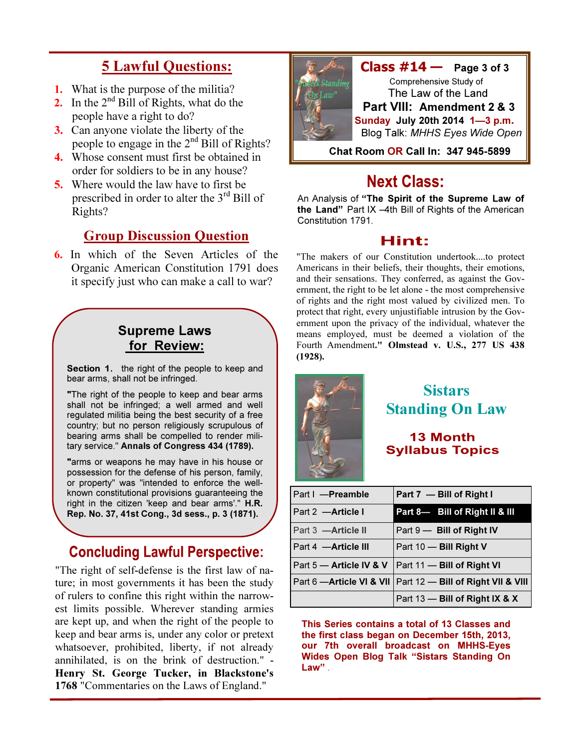## 5 Lawful Questions:

1. What is the purpose of the militia?
2. In the 2nd Bill of Rights, what do the people have a right to do?
3. Can anyone violate the liberty of the people to engage in the 2nd Bill of Rights?
4. Whose consent must first be obtained in order for soldiers to be in any house?
5. Where would the law have to first be prescribed in order to alter the 3rd Bill of Rights?

## Group Discussion Question

6. In which of the Seven Articles of the Organic American Constitution 1791 does it specify just who can make a call to war?

### Supreme Laws for Review:

**Section 1.** the right of the people to keep and bear arms, shall not be infringed.

**"**The right of the people to keep and bear arms shall not be infringed; a well armed and well regulated militia being the best security of a free country; but no person religiously scrupulous of bearing arms shall be compelled to render military service." **Annals of Congress 434 (1789).**

**"**arms or weapons he may have in his house or possession for the defense of his person, family, or property" was "intended to enforce the well-known constitutional provisions guaranteeing the right in the citizen 'keep and bear arms'." **H.R. Rep. No. 37, 41st Cong., 3d sess., p. 3 (1871).**

## Concluding Lawful Perspective:

"The right of self-defense is the first law of nature; in most governments it has been the study of rulers to confine this right within the narrowest limits possible. Wherever standing armies are kept up, and when the right of the people to keep and bear arms is, under any color or pretext whatsoever, prohibited, liberty, if not already annihilated, is on the brink of destruction." - **Henry St. George Tucker, in Blackstone's 1768** "Commentaries on the Laws of England."

"Sistars Standing On Law"

# Class #14 — Page 3 of 3

Comprehensive Study of
The Law of the Land
**Part VIII: Amendment 2 & 3**
**Sunday July 20th 2014 1—3 p.m.**
Blog Talk: *MHHS Eyes Wide Open*

**Chat Room OR Call In: 347 945-5899**

## Next Class:

An Analysis of **"The Spirit of the Supreme Law of the Land"** Part IX –4th Bill of Rights of the American Constitution 1791.

## Hint:

"The makers of our Constitution undertook....to protect Americans in their beliefs, their thoughts, their emotions, and their sensations. They conferred, as against the Government, the right to be let alone - the most comprehensive of rights and the right most valued by civilized men. To protect that right, every unjustifiable intrusion by the Government upon the privacy of the individual, whatever the means employed, must be deemed a violation of the Fourth Amendment**." Olmstead v. U.S., 277 US 438 (1928).**

## Sistars Standing On Law

### 13 Month Syllabus Topics

| | |
|---|---|
| Part I —**Preamble** | Part 7 — **Bill of Right I** |
| Part 2 —**Article I** | **Part 8— Bill of Right II & III** |
| Part 3 —**Article II** | Part 9 — **Bill of Right IV** |
| Part 4 —**Article III** | Part 10 — **Bill Right V** |
| Part 5 — **Article IV & V** | Part 11 — **Bill of Right VI** |
| Part 6 —**Article VI & VII** | Part 12 — **Bill of Right VII & VIII** |
| | Part 13 — **Bill of Right IX & X** |

**This Series contains a total of 13 Classes and the first class began on December 15th, 2013, our 7th overall broadcast on MHHS-Eyes Wides Open Blog Talk "Sistars Standing On Law"** .